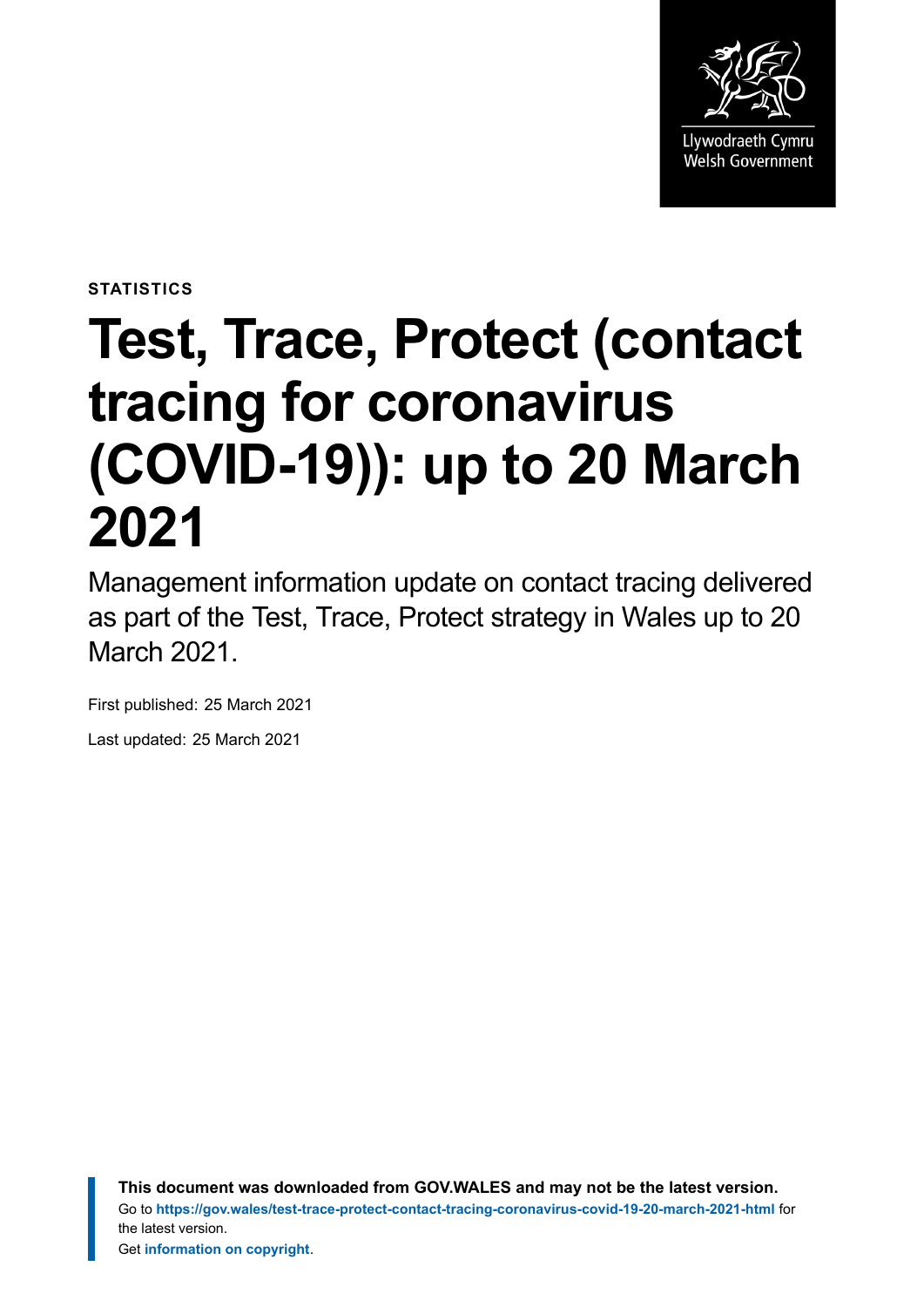Llywodraeth Cymru
Welsh Government

STATISTICS

# Test, Trace, Protect (contact tracing for coronavirus (COVID-19)): up to 20 March 2021

Management information update on contact tracing delivered as part of the Test, Trace, Protect strategy in Wales up to 20 March 2021.

First published: 25 March 2021

Last updated: 25 March 2021

**This document was downloaded from GOV.WALES and may not be the latest version.**
Go to **https://gov.wales/test-trace-protect-contact-tracing-coronavirus-covid-19-20-march-2021-html** for the latest version.
Get **information on copyright**.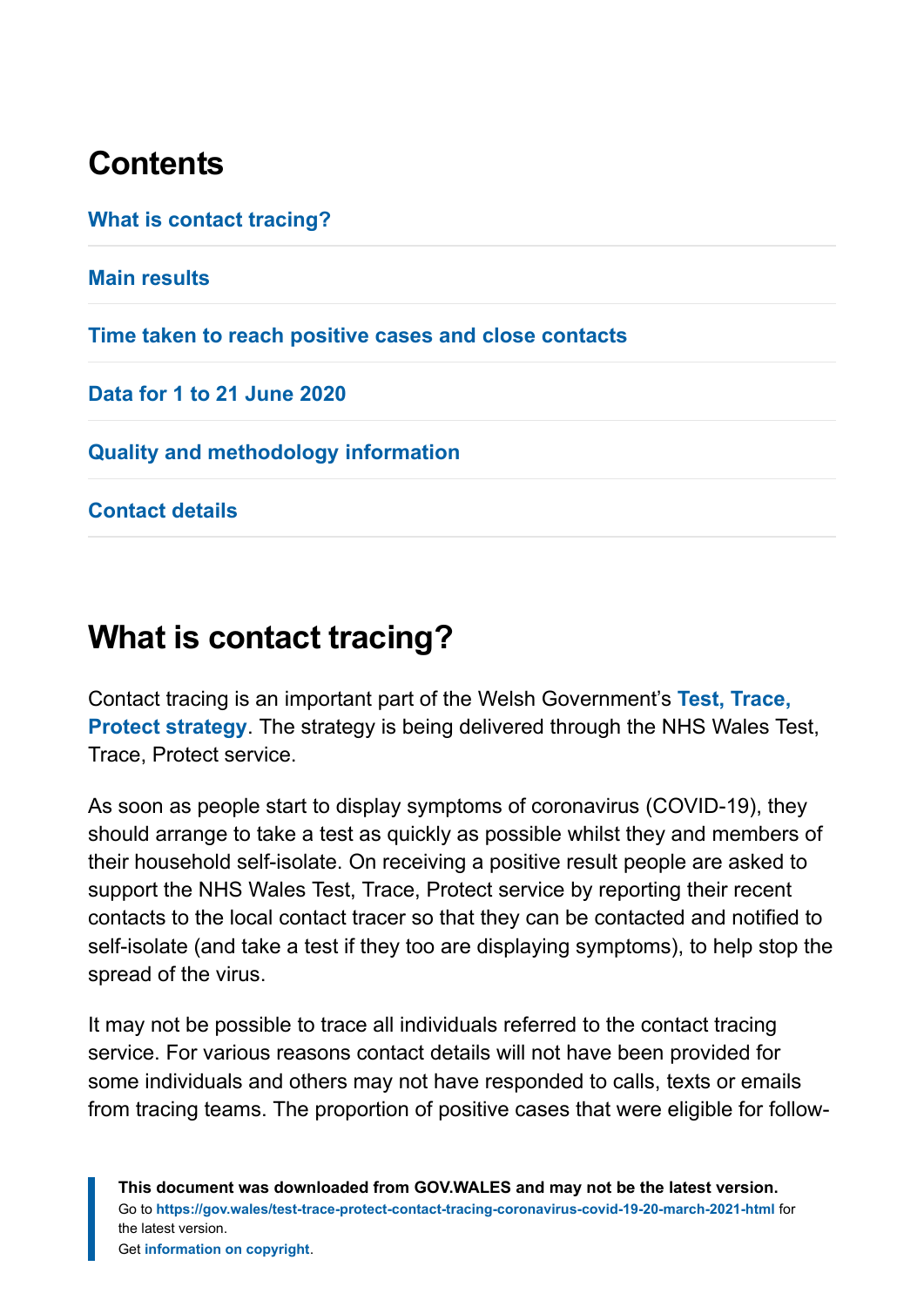## Contents

What is contact tracing?

Main results

Time taken to reach positive cases and close contacts

Data for 1 to 21 June 2020

Quality and methodology information

Contact details

## What is contact tracing?

Contact tracing is an important part of the Welsh Government's **Test, Trace, Protect strategy**. The strategy is being delivered through the NHS Wales Test, Trace, Protect service.

As soon as people start to display symptoms of coronavirus (COVID-19), they should arrange to take a test as quickly as possible whilst they and members of their household self-isolate. On receiving a positive result people are asked to support the NHS Wales Test, Trace, Protect service by reporting their recent contacts to the local contact tracer so that they can be contacted and notified to self-isolate (and take a test if they too are displaying symptoms), to help stop the spread of the virus.

It may not be possible to trace all individuals referred to the contact tracing service. For various reasons contact details will not have been provided for some individuals and others may not have responded to calls, texts or emails from tracing teams. The proportion of positive cases that were eligible for follow-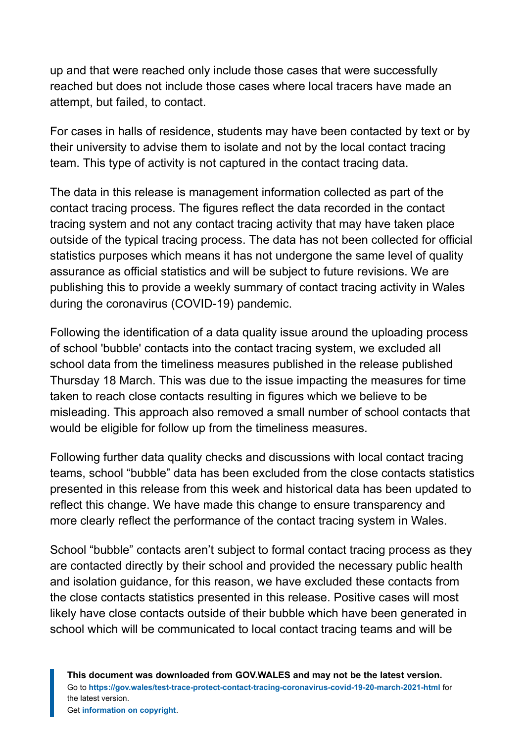up and that were reached only include those cases that were successfully reached but does not include those cases where local tracers have made an attempt, but failed, to contact.

For cases in halls of residence, students may have been contacted by text or by their university to advise them to isolate and not by the local contact tracing team. This type of activity is not captured in the contact tracing data.

The data in this release is management information collected as part of the contact tracing process. The figures reflect the data recorded in the contact tracing system and not any contact tracing activity that may have taken place outside of the typical tracing process. The data has not been collected for official statistics purposes which means it has not undergone the same level of quality assurance as official statistics and will be subject to future revisions. We are publishing this to provide a weekly summary of contact tracing activity in Wales during the coronavirus (COVID-19) pandemic.

Following the identification of a data quality issue around the uploading process of school 'bubble' contacts into the contact tracing system, we excluded all school data from the timeliness measures published in the release published Thursday 18 March. This was due to the issue impacting the measures for time taken to reach close contacts resulting in figures which we believe to be misleading. This approach also removed a small number of school contacts that would be eligible for follow up from the timeliness measures.

Following further data quality checks and discussions with local contact tracing teams, school “bubble” data has been excluded from the close contacts statistics presented in this release from this week and historical data has been updated to reflect this change. We have made this change to ensure transparency and more clearly reflect the performance of the contact tracing system in Wales.

School “bubble” contacts aren’t subject to formal contact tracing process as they are contacted directly by their school and provided the necessary public health and isolation guidance, for this reason, we have excluded these contacts from the close contacts statistics presented in this release. Positive cases will most likely have close contacts outside of their bubble which have been generated in school which will be communicated to local contact tracing teams and will be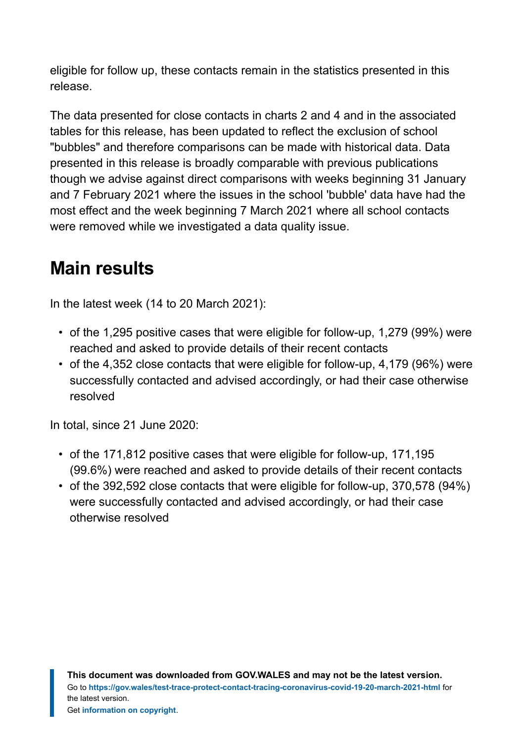eligible for follow up, these contacts remain in the statistics presented in this release.

The data presented for close contacts in charts 2 and 4 and in the associated tables for this release, has been updated to reflect the exclusion of school "bubbles" and therefore comparisons can be made with historical data. Data presented in this release is broadly comparable with previous publications though we advise against direct comparisons with weeks beginning 31 January and 7 February 2021 where the issues in the school 'bubble' data have had the most effect and the week beginning 7 March 2021 where all school contacts were removed while we investigated a data quality issue.

## Main results

In the latest week (14 to 20 March 2021):

- of the 1,295 positive cases that were eligible for follow-up, 1,279 (99%) were reached and asked to provide details of their recent contacts
- of the 4,352 close contacts that were eligible for follow-up, 4,179 (96%) were successfully contacted and advised accordingly, or had their case otherwise resolved

In total, since 21 June 2020:

- of the 171,812 positive cases that were eligible for follow-up, 171,195 (99.6%) were reached and asked to provide details of their recent contacts
- of the 392,592 close contacts that were eligible for follow-up, 370,578 (94%) were successfully contacted and advised accordingly, or had their case otherwise resolved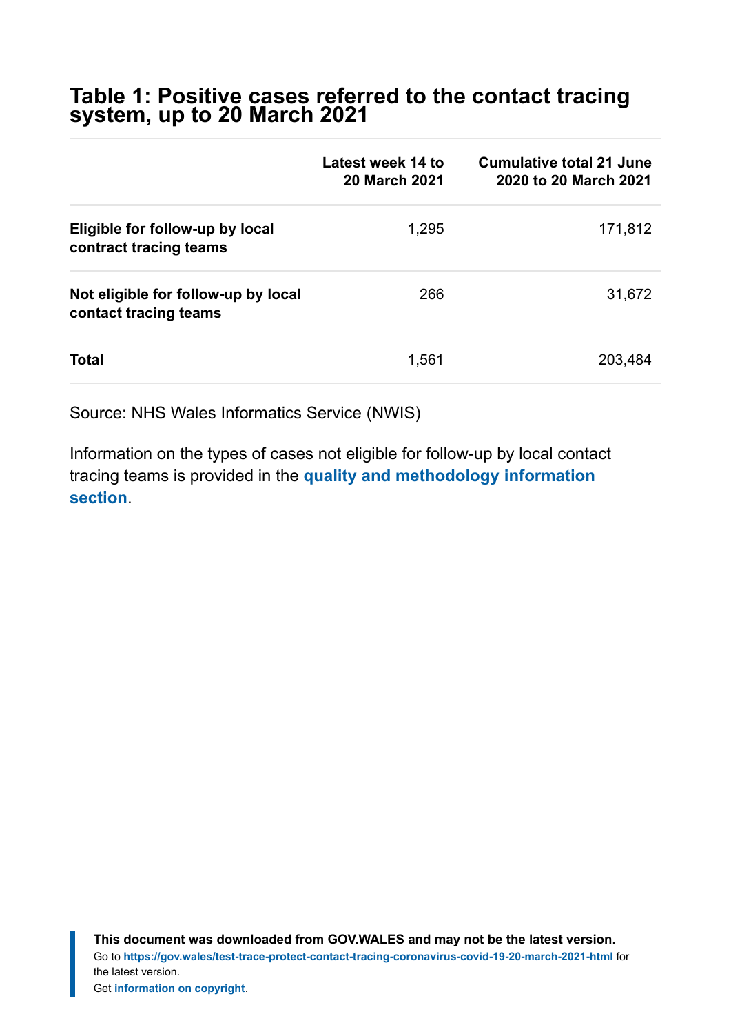## Table 1: Positive cases referred to the contact tracing system, up to 20 March 2021

| | Latest week 14 to 20 March 2021 | Cumulative total 21 June 2020 to 20 March 2021 |
|---|---|---|
| **Eligible for follow-up by local contract tracing teams** | 1,295 | 171,812 |
| **Not eligible for follow-up by local contact tracing teams** | 266 | 31,672 |
| **Total** | 1,561 | 203,484 |

Source: NHS Wales Informatics Service (NWIS)

Information on the types of cases not eligible for follow-up by local contact tracing teams is provided in the **quality and methodology information section**.

**This document was downloaded from GOV.WALES and may not be the latest version.**
Go to **https://gov.wales/test-trace-protect-contact-tracing-coronavirus-covid-19-20-march-2021-html** for the latest version.
Get **information on copyright**.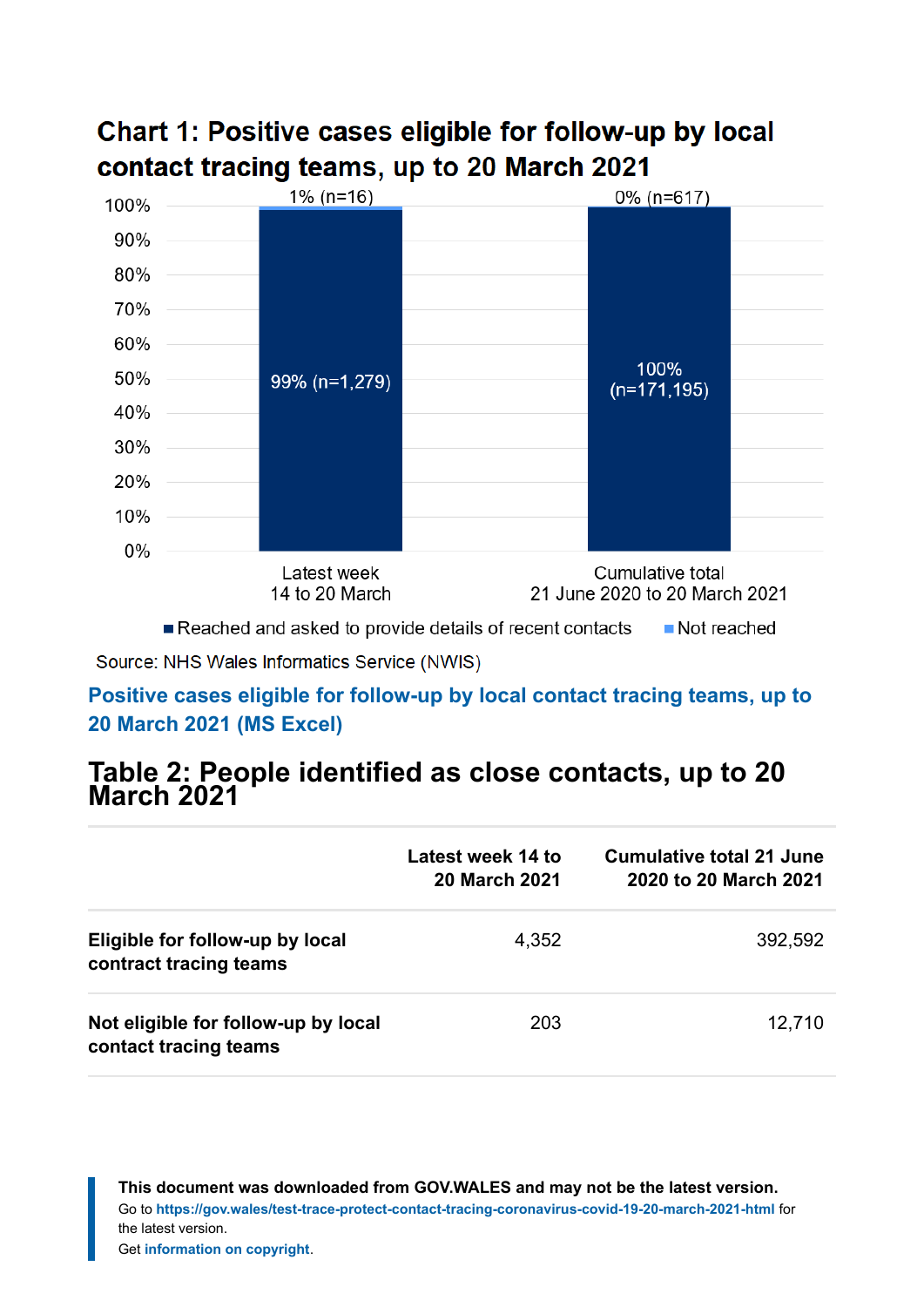## Chart 1: Positive cases eligible for follow-up by local contact tracing teams, up to 20 March 2021

| | Reached and asked to provide details of recent contacts | Not reached |
|---|---|---|
| Latest week 14 to 20 March | 99% (n=1,279) | 1% (n=16) |
| Cumulative total 21 June 2020 to 20 March 2021 | 100% (n=171,195) | 0% (n=617) |

Source: NHS Wales Informatics Service (NWIS)

**Positive cases eligible for follow-up by local contact tracing teams, up to 20 March 2021 (MS Excel)**

## Table 2: People identified as close contacts, up to 20 March 2021

| | Latest week 14 to 20 March 2021 | Cumulative total 21 June 2020 to 20 March 2021 |
|---|---|---|
| **Eligible for follow-up by local contract tracing teams** | 4,352 | 392,592 |
| **Not eligible for follow-up by local contact tracing teams** | 203 | 12,710 |

**This document was downloaded from GOV.WALES and may not be the latest version.**
Go to https://gov.wales/test-trace-protect-contact-tracing-coronavirus-covid-19-20-march-2021-html for the latest version.
Get information on copyright.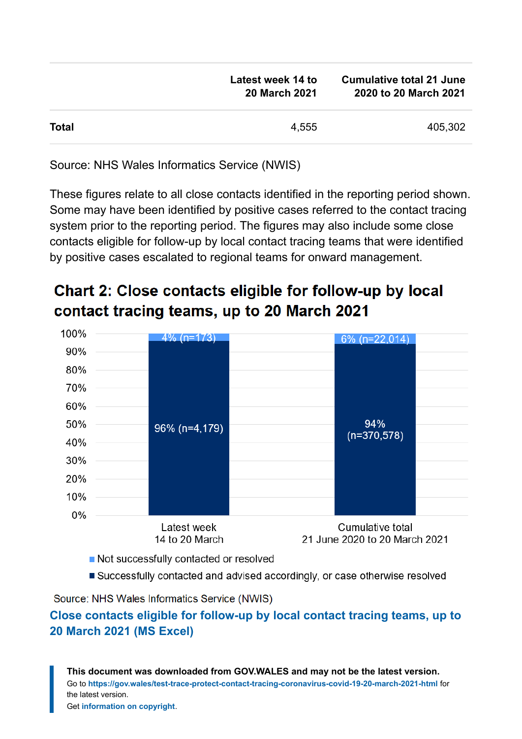| | Latest week 14 to 20 March 2021 | Cumulative total 21 June 2020 to 20 March 2021 |
|---|---|---|
| **Total** | 4,555 | 405,302 |

Source: NHS Wales Informatics Service (NWIS)

These figures relate to all close contacts identified in the reporting period shown. Some may have been identified by positive cases referred to the contact tracing system prior to the reporting period. The figures may also include some close contacts eligible for follow-up by local contact tracing teams that were identified by positive cases escalated to regional teams for onward management.

## Chart 2: Close contacts eligible for follow-up by local contact tracing teams, up to 20 March 2021

| | Latest week 14 to 20 March | Cumulative total 21 June 2020 to 20 March 2021 |
|---|---|---|
| Not successfully contacted or resolved | 4% (n=173) | 6% (n=22,014) |
| Successfully contacted and advised accordingly, or case otherwise resolved | 96% (n=4,179) | 94% (n=370,578) |

Source: NHS Wales Informatics Service (NWIS)

**Close contacts eligible for follow-up by local contact tracing teams, up to 20 March 2021 (MS Excel)**

**This document was downloaded from GOV.WALES and may not be the latest version.**
Go to **https://gov.wales/test-trace-protect-contact-tracing-coronavirus-covid-19-20-march-2021-html** for the latest version.
Get **information on copyright**.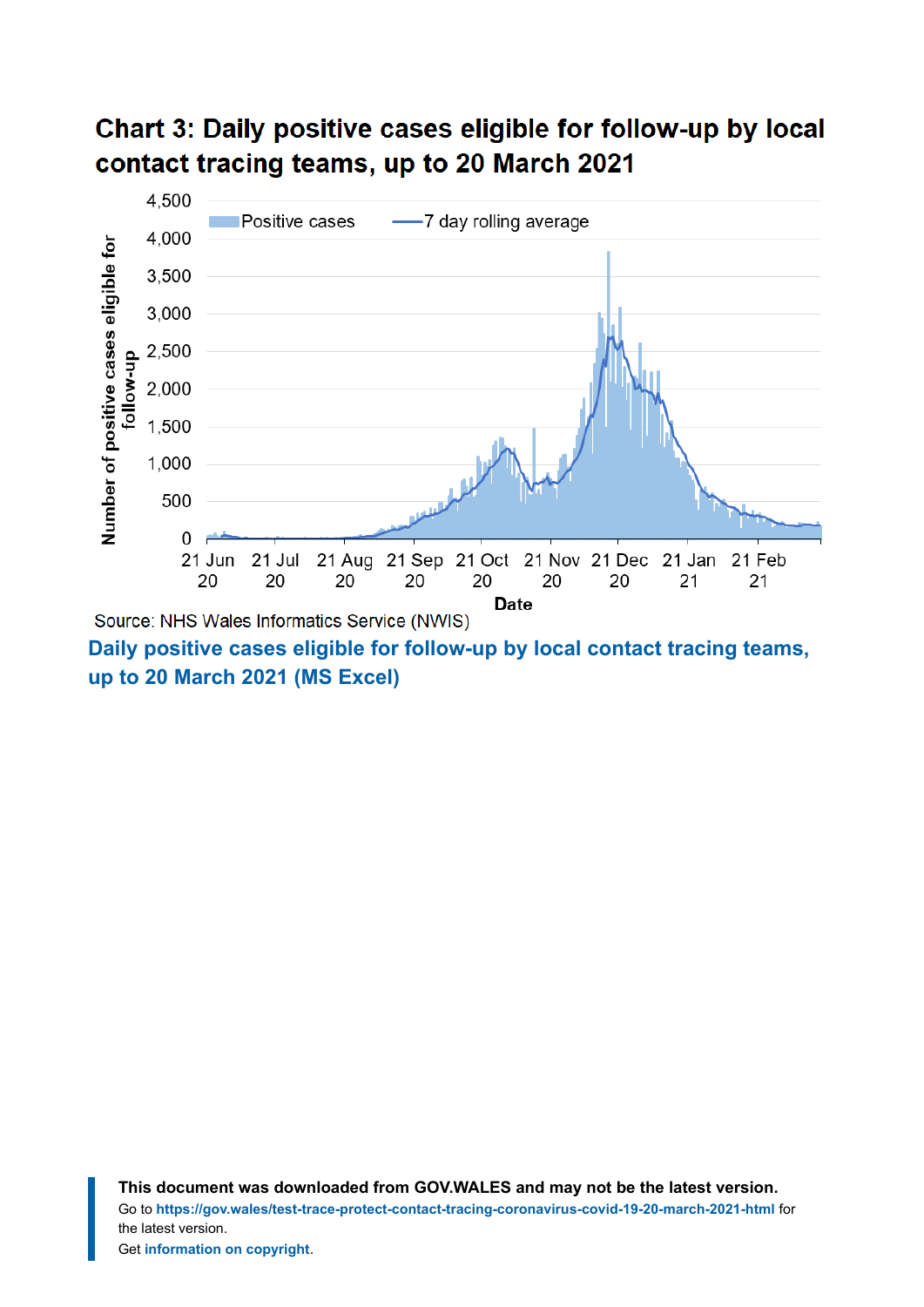## Chart 3: Daily positive cases eligible for follow-up by local contact tracing teams, up to 20 March 2021

Source: NHS Wales Informatics Service (NWIS)

**Daily positive cases eligible for follow-up by local contact tracing teams, up to 20 March 2021 (MS Excel)**

**This document was downloaded from GOV.WALES and may not be the latest version.**
Go to **https://gov.wales/test-trace-protect-contact-tracing-coronavirus-covid-19-20-march-2021-html** for the latest version.
Get **information on copyright**.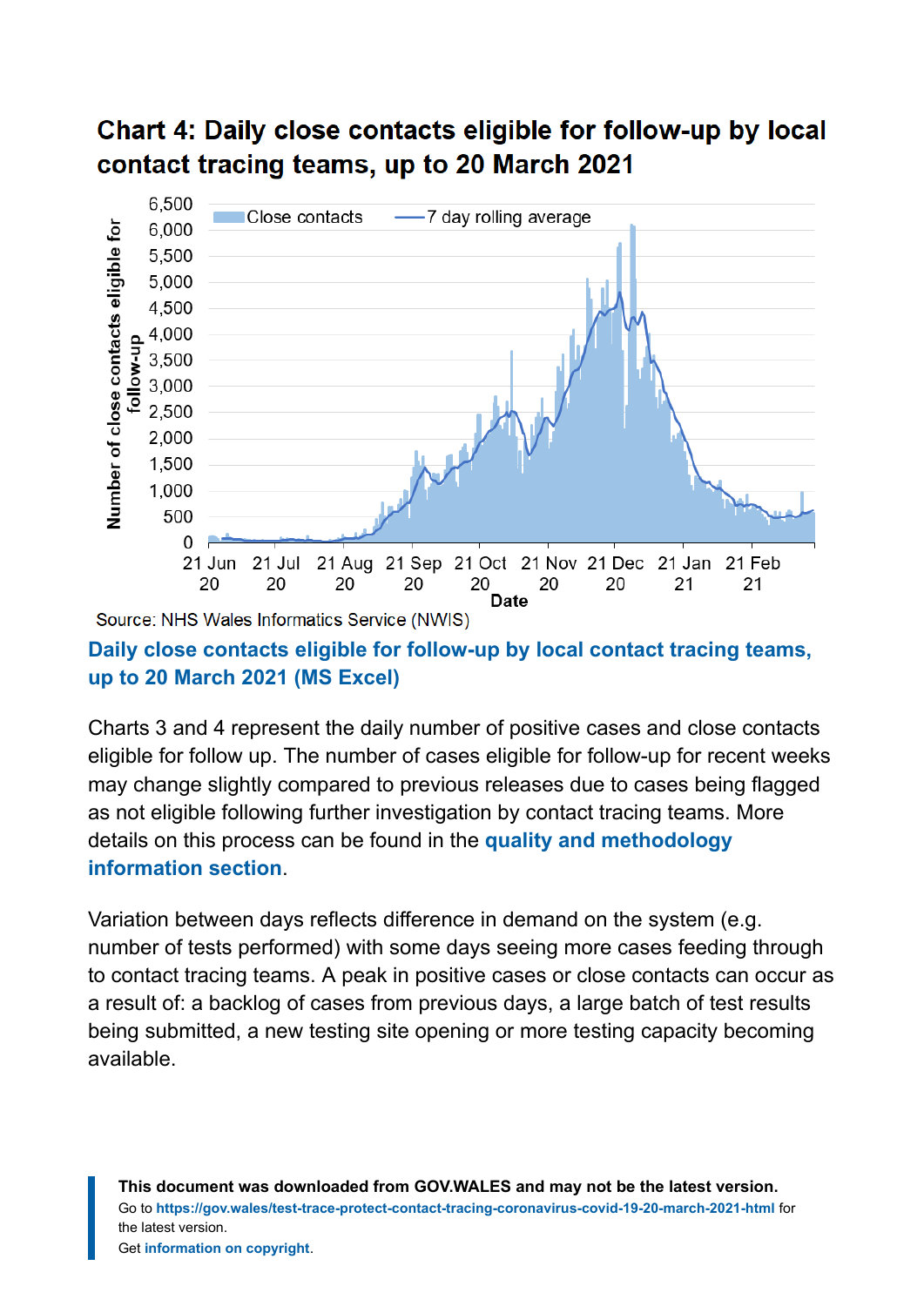## Chart 4: Daily close contacts eligible for follow-up by local contact tracing teams, up to 20 March 2021

Source: NHS Wales Informatics Service (NWIS)

**Daily close contacts eligible for follow-up by local contact tracing teams, up to 20 March 2021 (MS Excel)**

Charts 3 and 4 represent the daily number of positive cases and close contacts eligible for follow up. The number of cases eligible for follow-up for recent weeks may change slightly compared to previous releases due to cases being flagged as not eligible following further investigation by contact tracing teams. More details on this process can be found in the **quality and methodology information section**.

Variation between days reflects difference in demand on the system (e.g. number of tests performed) with some days seeing more cases feeding through to contact tracing teams. A peak in positive cases or close contacts can occur as a result of: a backlog of cases from previous days, a large batch of test results being submitted, a new testing site opening or more testing capacity becoming available.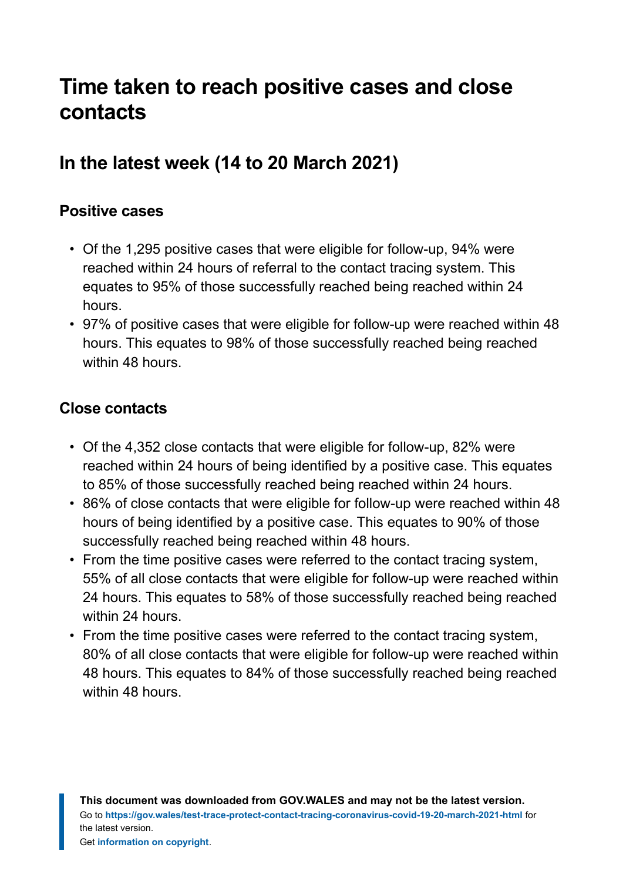# Time taken to reach positive cases and close contacts

## In the latest week (14 to 20 March 2021)

### Positive cases

- Of the 1,295 positive cases that were eligible for follow-up, 94% were reached within 24 hours of referral to the contact tracing system. This equates to 95% of those successfully reached being reached within 24 hours.
- 97% of positive cases that were eligible for follow-up were reached within 48 hours. This equates to 98% of those successfully reached being reached within 48 hours.

### Close contacts

- Of the 4,352 close contacts that were eligible for follow-up, 82% were reached within 24 hours of being identified by a positive case. This equates to 85% of those successfully reached being reached within 24 hours.
- 86% of close contacts that were eligible for follow-up were reached within 48 hours of being identified by a positive case. This equates to 90% of those successfully reached being reached within 48 hours.
- From the time positive cases were referred to the contact tracing system, 55% of all close contacts that were eligible for follow-up were reached within 24 hours. This equates to 58% of those successfully reached being reached within 24 hours.
- From the time positive cases were referred to the contact tracing system, 80% of all close contacts that were eligible for follow-up were reached within 48 hours. This equates to 84% of those successfully reached being reached within 48 hours.

**This document was downloaded from GOV.WALES and may not be the latest version.**
Go to **https://gov.wales/test-trace-protect-contact-tracing-coronavirus-covid-19-20-march-2021-html** for the latest version.
Get **information on copyright**.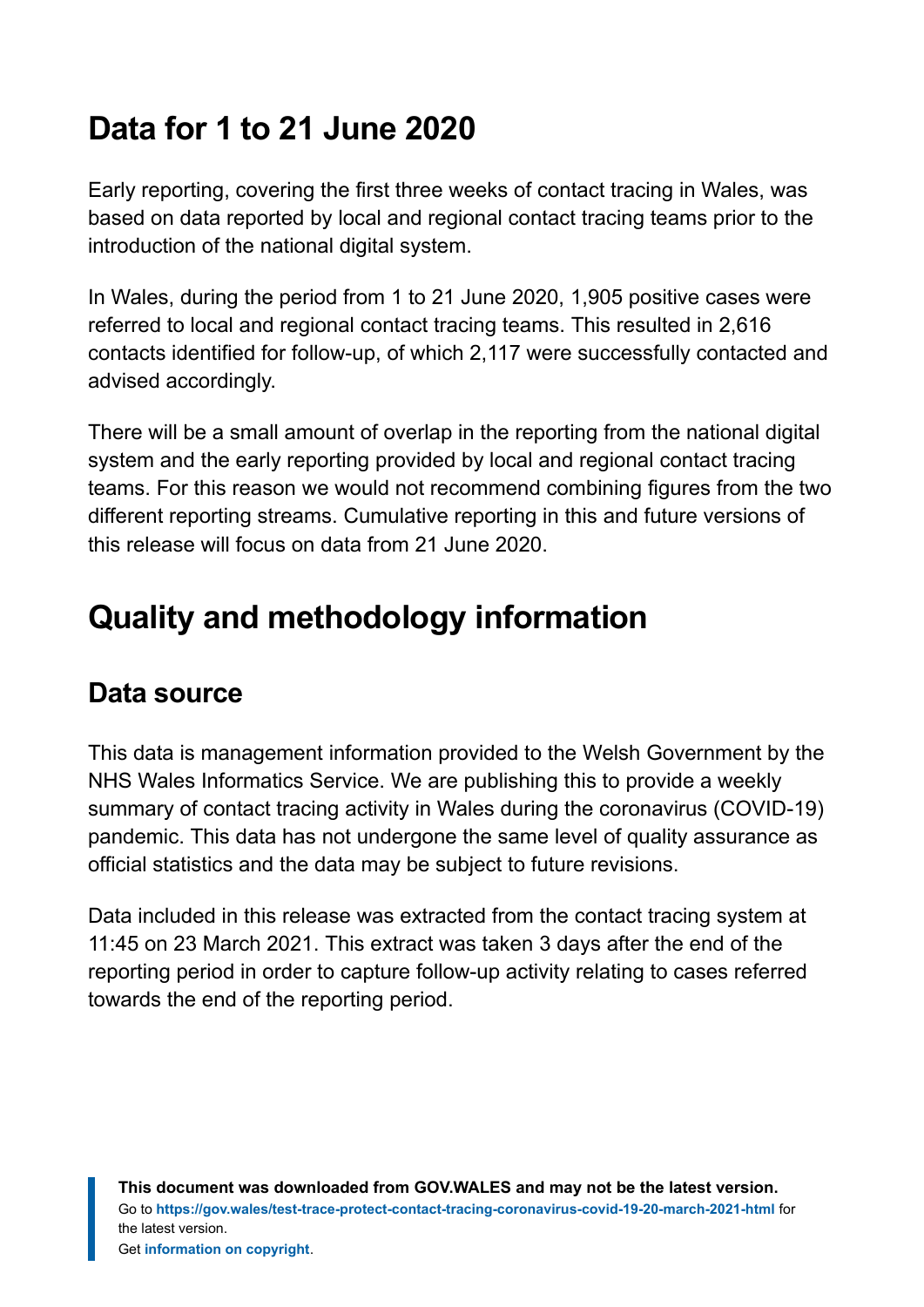## Data for 1 to 21 June 2020

Early reporting, covering the first three weeks of contact tracing in Wales, was based on data reported by local and regional contact tracing teams prior to the introduction of the national digital system.

In Wales, during the period from 1 to 21 June 2020, 1,905 positive cases were referred to local and regional contact tracing teams. This resulted in 2,616 contacts identified for follow-up, of which 2,117 were successfully contacted and advised accordingly.

There will be a small amount of overlap in the reporting from the national digital system and the early reporting provided by local and regional contact tracing teams. For this reason we would not recommend combining figures from the two different reporting streams. Cumulative reporting in this and future versions of this release will focus on data from 21 June 2020.

## Quality and methodology information

### Data source

This data is management information provided to the Welsh Government by the NHS Wales Informatics Service. We are publishing this to provide a weekly summary of contact tracing activity in Wales during the coronavirus (COVID-19) pandemic. This data has not undergone the same level of quality assurance as official statistics and the data may be subject to future revisions.

Data included in this release was extracted from the contact tracing system at 11:45 on 23 March 2021. This extract was taken 3 days after the end of the reporting period in order to capture follow-up activity relating to cases referred towards the end of the reporting period.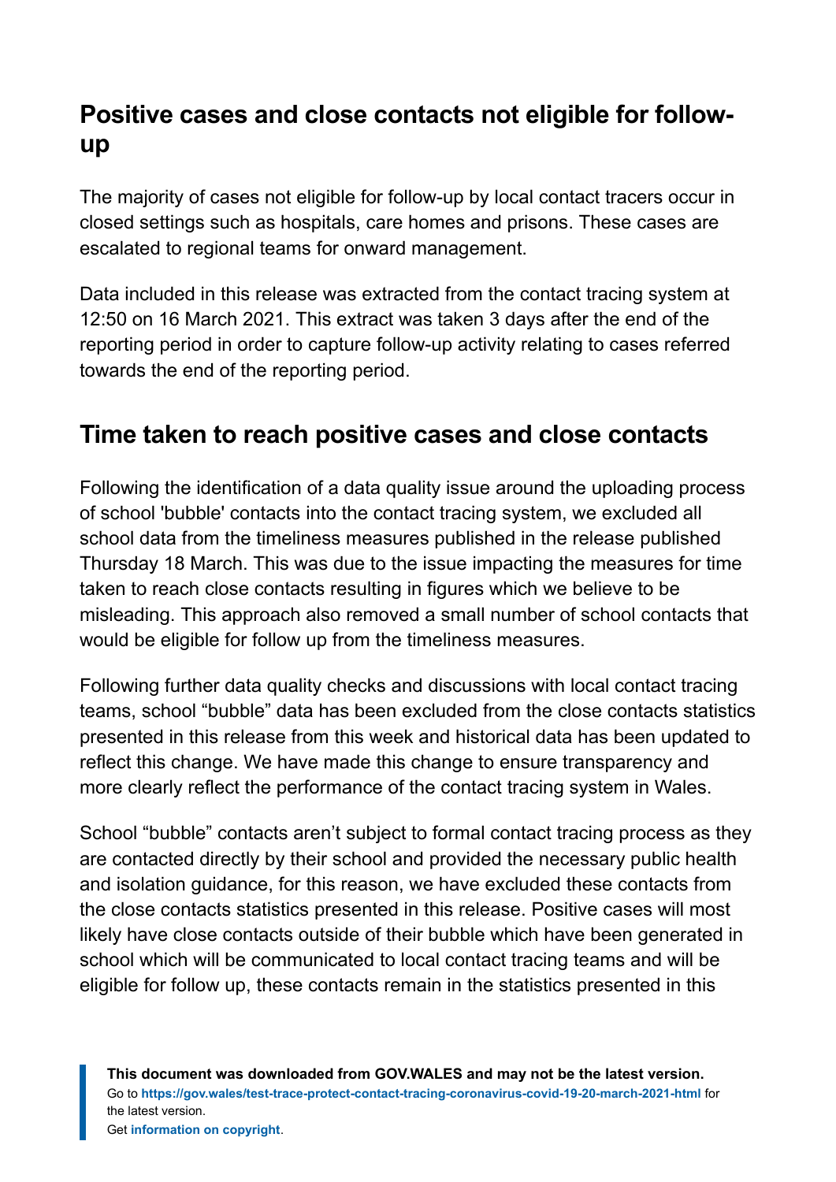## Positive cases and close contacts not eligible for follow-up

The majority of cases not eligible for follow-up by local contact tracers occur in closed settings such as hospitals, care homes and prisons. These cases are escalated to regional teams for onward management.

Data included in this release was extracted from the contact tracing system at 12:50 on 16 March 2021. This extract was taken 3 days after the end of the reporting period in order to capture follow-up activity relating to cases referred towards the end of the reporting period.

## Time taken to reach positive cases and close contacts

Following the identification of a data quality issue around the uploading process of school 'bubble' contacts into the contact tracing system, we excluded all school data from the timeliness measures published in the release published Thursday 18 March. This was due to the issue impacting the measures for time taken to reach close contacts resulting in figures which we believe to be misleading. This approach also removed a small number of school contacts that would be eligible for follow up from the timeliness measures.

Following further data quality checks and discussions with local contact tracing teams, school "bubble" data has been excluded from the close contacts statistics presented in this release from this week and historical data has been updated to reflect this change. We have made this change to ensure transparency and more clearly reflect the performance of the contact tracing system in Wales.

School "bubble" contacts aren't subject to formal contact tracing process as they are contacted directly by their school and provided the necessary public health and isolation guidance, for this reason, we have excluded these contacts from the close contacts statistics presented in this release. Positive cases will most likely have close contacts outside of their bubble which have been generated in school which will be communicated to local contact tracing teams and will be eligible for follow up, these contacts remain in the statistics presented in this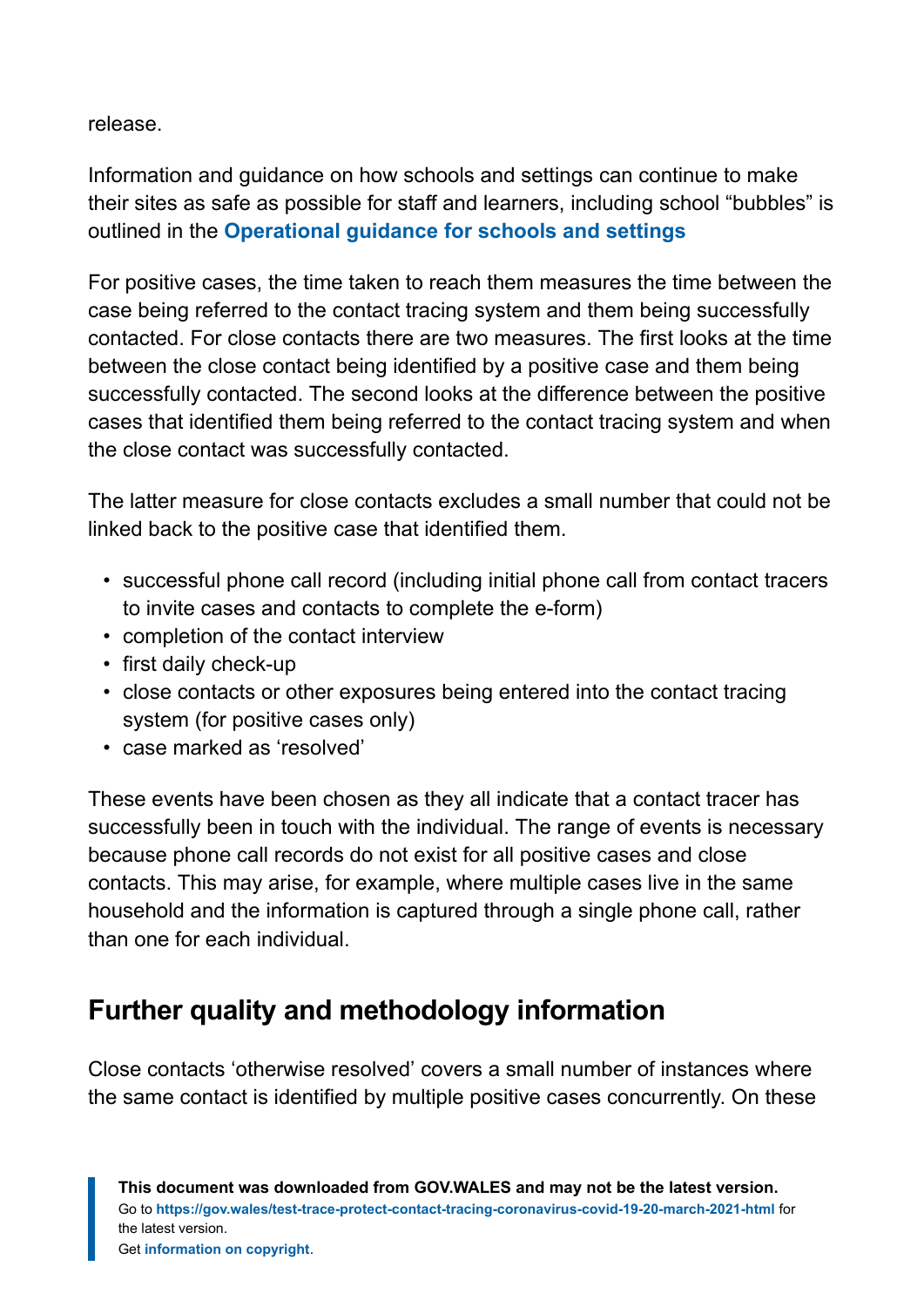release.

Information and guidance on how schools and settings can continue to make their sites as safe as possible for staff and learners, including school "bubbles" is outlined in the **Operational guidance for schools and settings**

For positive cases, the time taken to reach them measures the time between the case being referred to the contact tracing system and them being successfully contacted. For close contacts there are two measures. The first looks at the time between the close contact being identified by a positive case and them being successfully contacted. The second looks at the difference between the positive cases that identified them being referred to the contact tracing system and when the close contact was successfully contacted.

The latter measure for close contacts excludes a small number that could not be linked back to the positive case that identified them.

- successful phone call record (including initial phone call from contact tracers to invite cases and contacts to complete the e-form)
- completion of the contact interview
- first daily check-up
- close contacts or other exposures being entered into the contact tracing system (for positive cases only)
- case marked as 'resolved'

These events have been chosen as they all indicate that a contact tracer has successfully been in touch with the individual. The range of events is necessary because phone call records do not exist for all positive cases and close contacts. This may arise, for example, where multiple cases live in the same household and the information is captured through a single phone call, rather than one for each individual.

## Further quality and methodology information

Close contacts 'otherwise resolved' covers a small number of instances where the same contact is identified by multiple positive cases concurrently. On these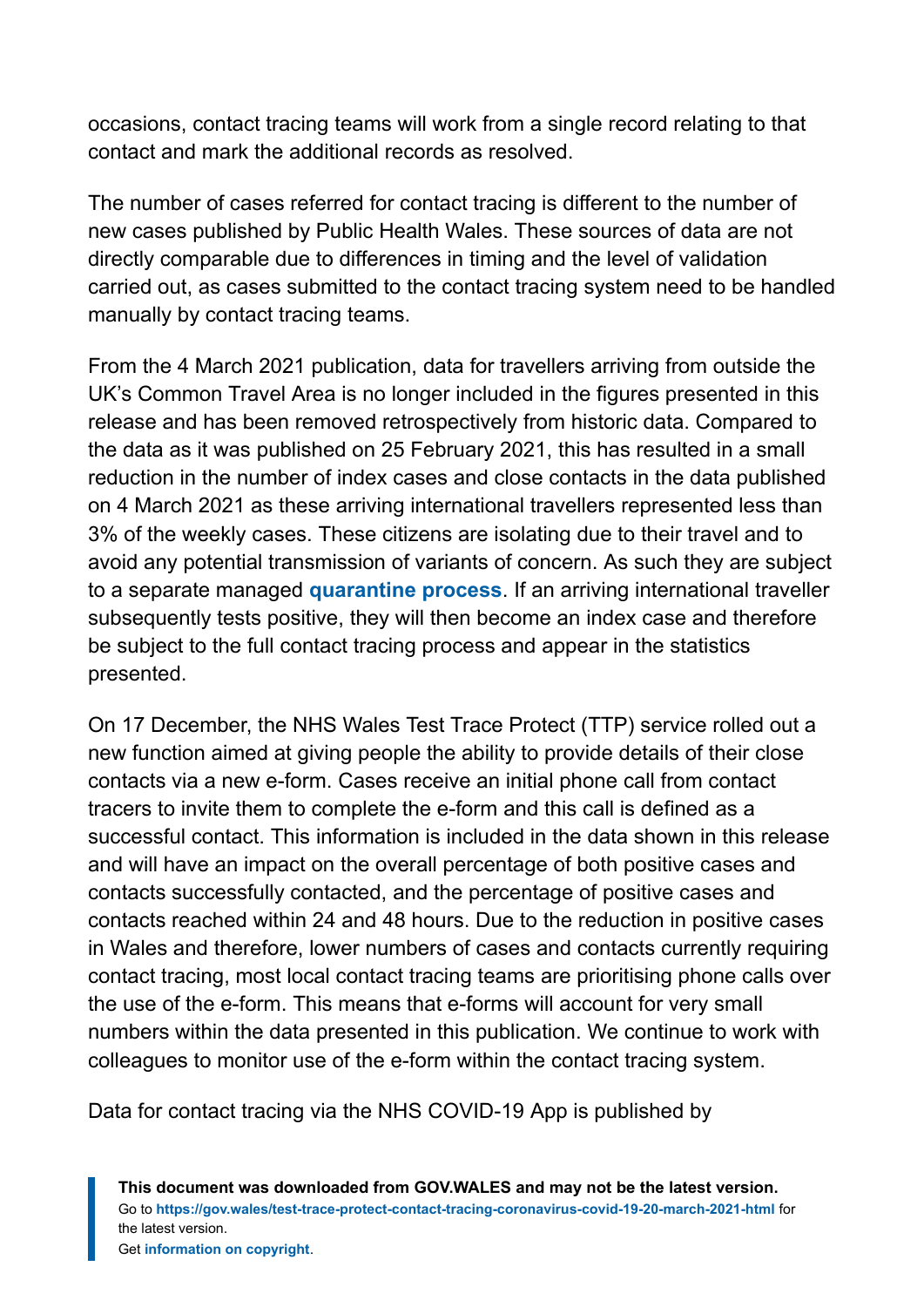occasions, contact tracing teams will work from a single record relating to that contact and mark the additional records as resolved.

The number of cases referred for contact tracing is different to the number of new cases published by Public Health Wales. These sources of data are not directly comparable due to differences in timing and the level of validation carried out, as cases submitted to the contact tracing system need to be handled manually by contact tracing teams.

From the 4 March 2021 publication, data for travellers arriving from outside the UK's Common Travel Area is no longer included in the figures presented in this release and has been removed retrospectively from historic data. Compared to the data as it was published on 25 February 2021, this has resulted in a small reduction in the number of index cases and close contacts in the data published on 4 March 2021 as these arriving international travellers represented less than 3% of the weekly cases. These citizens are isolating due to their travel and to avoid any potential transmission of variants of concern. As such they are subject to a separate managed **quarantine process**. If an arriving international traveller subsequently tests positive, they will then become an index case and therefore be subject to the full contact tracing process and appear in the statistics presented.

On 17 December, the NHS Wales Test Trace Protect (TTP) service rolled out a new function aimed at giving people the ability to provide details of their close contacts via a new e-form. Cases receive an initial phone call from contact tracers to invite them to complete the e-form and this call is defined as a successful contact. This information is included in the data shown in this release and will have an impact on the overall percentage of both positive cases and contacts successfully contacted, and the percentage of positive cases and contacts reached within 24 and 48 hours. Due to the reduction in positive cases in Wales and therefore, lower numbers of cases and contacts currently requiring contact tracing, most local contact tracing teams are prioritising phone calls over the use of the e-form. This means that e-forms will account for very small numbers within the data presented in this publication. We continue to work with colleagues to monitor use of the e-form within the contact tracing system.

Data for contact tracing via the NHS COVID-19 App is published by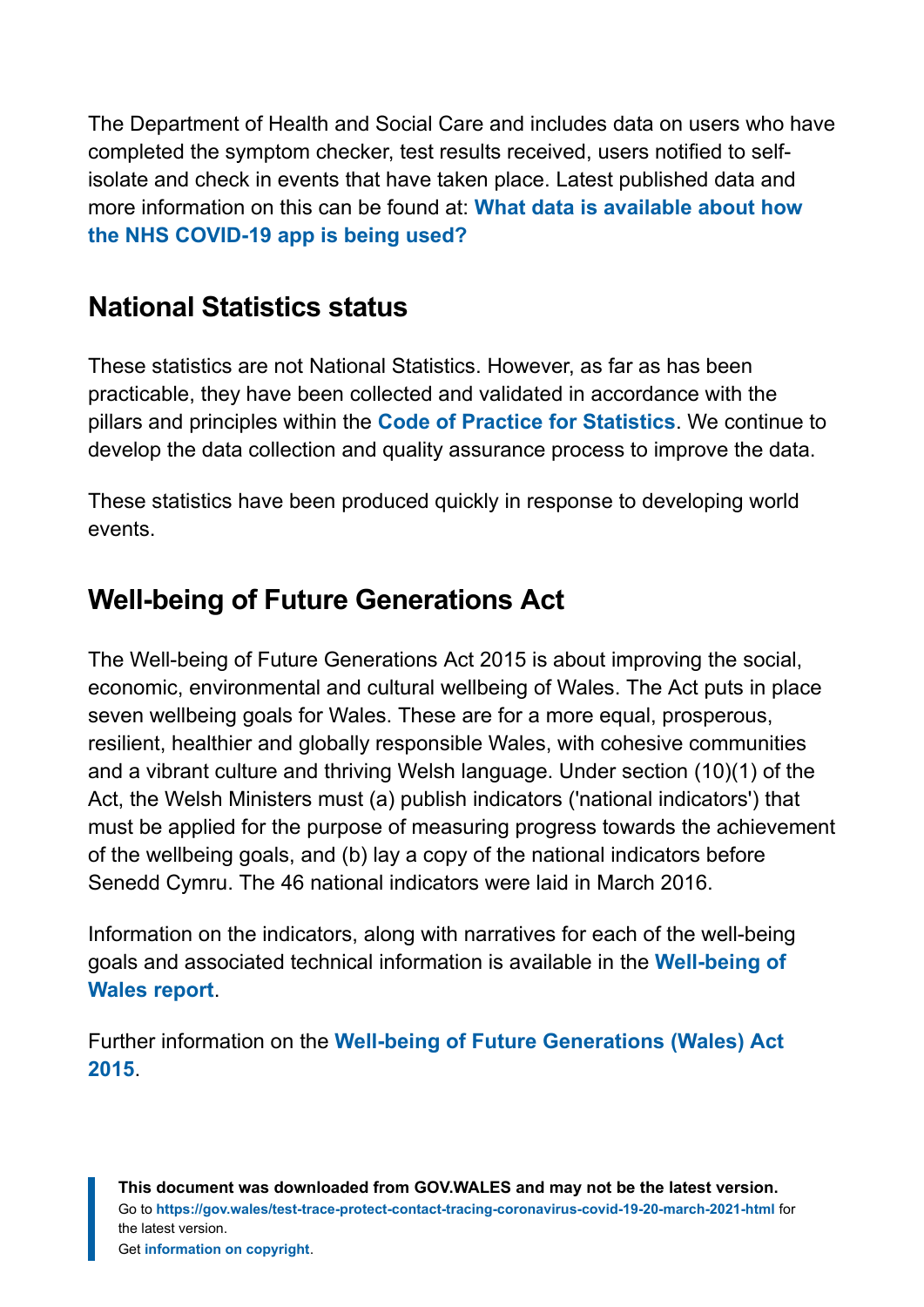The Department of Health and Social Care and includes data on users who have completed the symptom checker, test results received, users notified to self-isolate and check in events that have taken place. Latest published data and more information on this can be found at: **What data is available about how the NHS COVID-19 app is being used?**

## National Statistics status

These statistics are not National Statistics. However, as far as has been practicable, they have been collected and validated in accordance with the pillars and principles within the **Code of Practice for Statistics**. We continue to develop the data collection and quality assurance process to improve the data.

These statistics have been produced quickly in response to developing world events.

## Well-being of Future Generations Act

The Well-being of Future Generations Act 2015 is about improving the social, economic, environmental and cultural wellbeing of Wales. The Act puts in place seven wellbeing goals for Wales. These are for a more equal, prosperous, resilient, healthier and globally responsible Wales, with cohesive communities and a vibrant culture and thriving Welsh language. Under section (10)(1) of the Act, the Welsh Ministers must (a) publish indicators ('national indicators') that must be applied for the purpose of measuring progress towards the achievement of the wellbeing goals, and (b) lay a copy of the national indicators before Senedd Cymru. The 46 national indicators were laid in March 2016.

Information on the indicators, along with narratives for each of the well-being goals and associated technical information is available in the **Well-being of Wales report**.

Further information on the **Well-being of Future Generations (Wales) Act 2015**.

**This document was downloaded from GOV.WALES and may not be the latest version.**
Go to **https://gov.wales/test-trace-protect-contact-tracing-coronavirus-covid-19-20-march-2021-html** for the latest version.
Get **information on copyright**.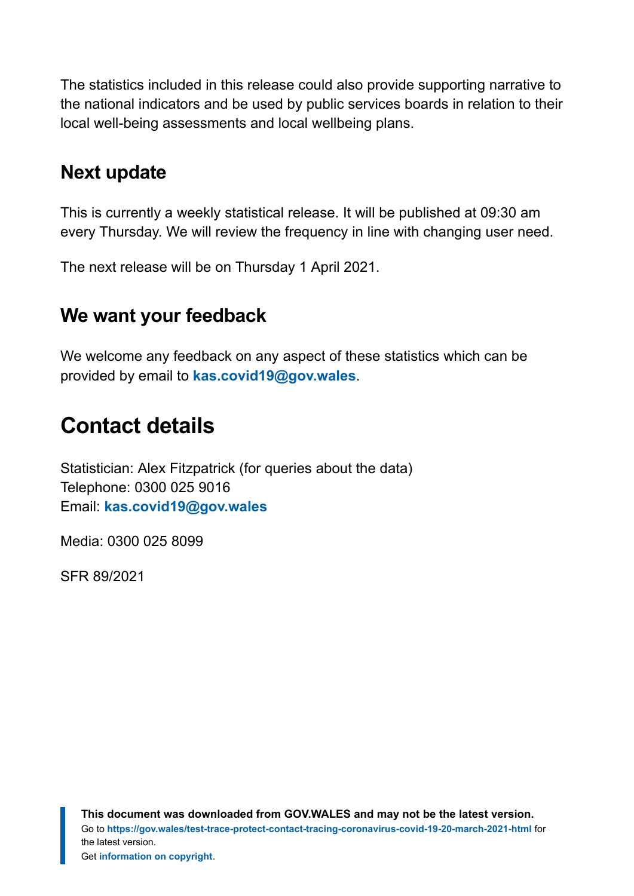The statistics included in this release could also provide supporting narrative to the national indicators and be used by public services boards in relation to their local well-being assessments and local wellbeing plans.

## Next update

This is currently a weekly statistical release. It will be published at 09:30 am every Thursday. We will review the frequency in line with changing user need.

The next release will be on Thursday 1 April 2021.

## We want your feedback

We welcome any feedback on any aspect of these statistics which can be provided by email to **kas.covid19@gov.wales**.

# Contact details

Statistician: Alex Fitzpatrick (for queries about the data)
Telephone: 0300 025 9016
Email: **kas.covid19@gov.wales**

Media: 0300 025 8099

SFR 89/2021

**This document was downloaded from GOV.WALES and may not be the latest version.**
Go to **https://gov.wales/test-trace-protect-contact-tracing-coronavirus-covid-19-20-march-2021-html** for the latest version.
Get **information on copyright**.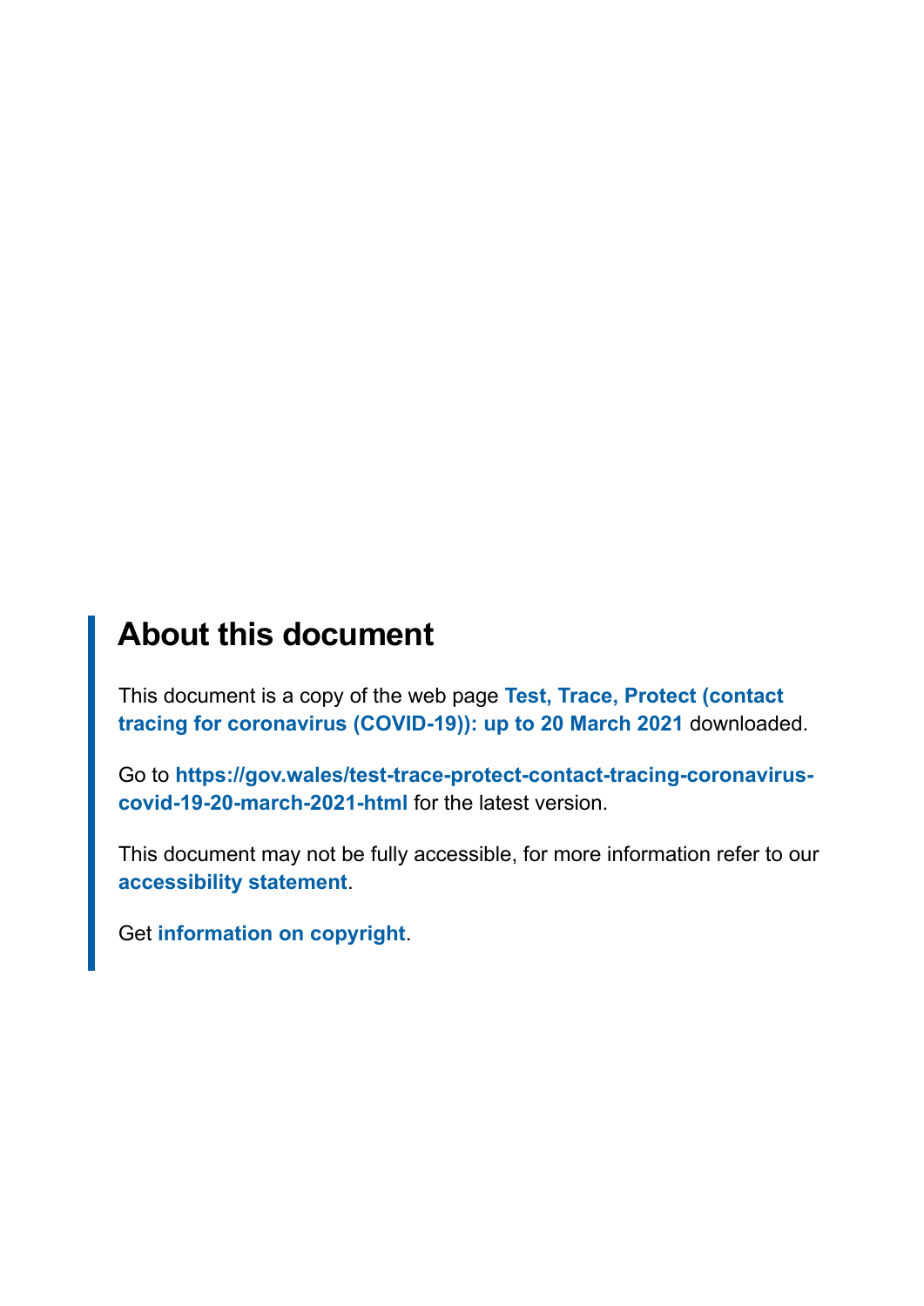## About this document

This document is a copy of the web page **Test, Trace, Protect (contact tracing for coronavirus (COVID-19)): up to 20 March 2021** downloaded.

Go to **https://gov.wales/test-trace-protect-contact-tracing-coronavirus-covid-19-20-march-2021-html** for the latest version.

This document may not be fully accessible, for more information refer to our **accessibility statement**.

Get **information on copyright**.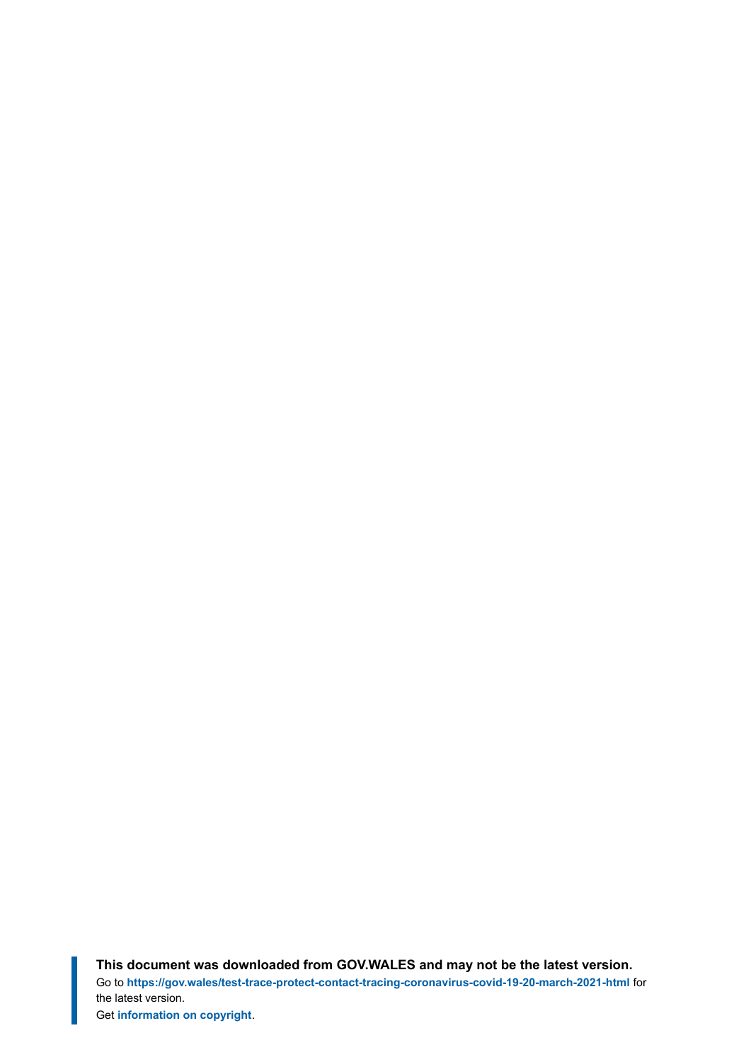**This document was downloaded from GOV.WALES and may not be the latest version.**

Go to **https://gov.wales/test-trace-protect-contact-tracing-coronavirus-covid-19-20-march-2021-html** for the latest version.

Get **information on copyright**.